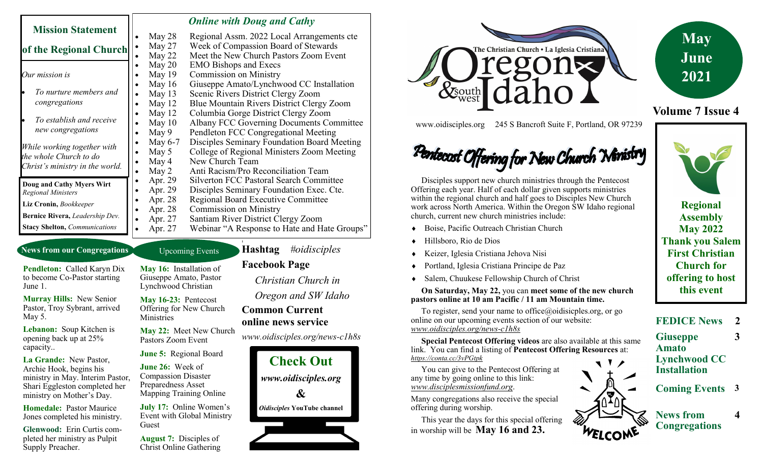# The Christian Church • La Iglesia Cristiana — Oregon & Southwest Idaho

**May June 2021**

**Volume 7 Issue 4**

www.oidisciples.org 245 S Bancroft Suite F, Portland, OR 97239

## Mission Statement of the Regional Church

*Our mission is*

- *To nurture members and congregations*
- *To establish and receive new congregations*

*While working together with the whole Church to do Christ's ministry in the world.*

**Doug and Cathy Myers Wirt** *Regional Ministers*

**Liz Cronin,** *Bookkeeper*

**Bernice Rivera,** *Leadership Dev.*

**Stacy Shelton,** *Communications*

## *Online with Doug and Cathy*

- May 28 Regional Assm. 2022 Local Arrangements cte
- May 27 Week of Compassion Board of Stewards
- May 22 Meet the New Church Pastors Zoom Event
- May 20 EMO Bishops and Execs
- May 19 Commission on Ministry
- May 16 Giuseppe Amato/Lynchwood CC Installation
- May 13 Scenic Rivers District Clergy Zoom
- May 12 Blue Mountain Rivers District Clergy Zoom
- May 12 Columbia Gorge District Clergy Zoom
- May 10 Albany FCC Governing Documents Committee
- May 9 Pendleton FCC Congregational Meeting
- May 6-7 Disciples Seminary Foundation Board Meeting
- May 5 College of Regional Ministers Zoom Meeting
- May 4 New Church Team
- May 2 Anti Racism/Pro Reconciliation Team
- Apr. 29 Silverton FCC Pastoral Search Committee
- Apr. 29 Disciples Seminary Foundation Exec. Cte.
- Apr. 28 Regional Board Executive Committee
- Apr. 28 Commission on Ministry
- Apr. 27 Santiam River District Clergy Zoom
- Apr. 27 Webinar "A Response to Hate and Hate Groups"

## News from our Congregations

**Pendleton:** Called Karyn Dix to become Co-Pastor starting June 1.

**Murray Hills:** New Senior Pastor, Troy Sybrant, arrived May 5.

**Lebanon:** Soup Kitchen is opening back up at 25% capacity..

**La Grande:** New Pastor, Archie Hook, begins his ministry in May. Interim Pastor, Shari Eggleston completed her ministry on Mother's Day.

**Homedale:** Pastor Maurice Jones completed his ministry.

**Glenwood:** Erin Curtis completed her ministry as Pulpit Supply Preacher.

## Upcoming Events

**May 16:** Installation of Giuseppe Amato, Pastor Lynchwood Christian

**May 16-23:** Pentecost Offering for New Church Ministries

**May 22:** Meet New Church Pastors Zoom Event

**June 5:** Regional Board

**June 26:** Week of Compassion Disaster Preparedness Asset Mapping Training Online

**July 17:** Online Women's Event with Global Ministry Guest

**August 7:** Disciples of Christ Online Gathering

**Hashtag** *#oidisciples*

**Facebook Page**

*Christian Church in Oregon and SW Idaho*

**Common Current online news service**

*www.oidisciples.org/news-c1h8s*

**Check Out**

*www.oidisciples.org*

**&**

*Oidisciples* **YouTube channel**

## Pentecost Offering for New Church Ministry

Disciples support new church ministries through the Pentecost Offering each year. Half of each dollar given supports ministries within the regional church and half goes to Disciples New Church work across North America. Within the Oregon SW Idaho regional church, current new church ministries include:

- Boise, Pacific Outreach Christian Church
- Hillsboro, Rio de Dios
- Keizer, Iglesia Cristiana Jehova Nisi
- Portland, Iglesia Cristiana Principe de Paz
- Salem, Chuukese Fellowship Church of Christ

**On Saturday, May 22,** you can **meet some of the new church pastors online at 10 am Pacific / 11 am Mountain time.**

To register, send your name to office@oidisicples.org, or go online on our upcoming events section of our website: *www.oidisciples.org/news-c1h8s*

**Special Pentecost Offering videos** are also available at this same link. You can find a listing of **Pentecost Offering Resources** at: *https://conta.cc/3vPGtpk*

You can give to the Pentecost Offering at any time by going online to this link: *www.disciplesmissionfund.org*.

Many congregations also receive the special offering during worship.

This year the days for this special offering in worship will be **May 16 and 23.**

WELCOME

**Regional Assembly May 2022 Thank you Salem First Christian Church for offering to host this event**

| | |
|---|---|
| **FEDICE News** | **2** |
| **Giuseppe Amato Lynchwood CC Installation** | **3** |
| **Coming Events** | **3** |
| **News from Congregations** | **4** |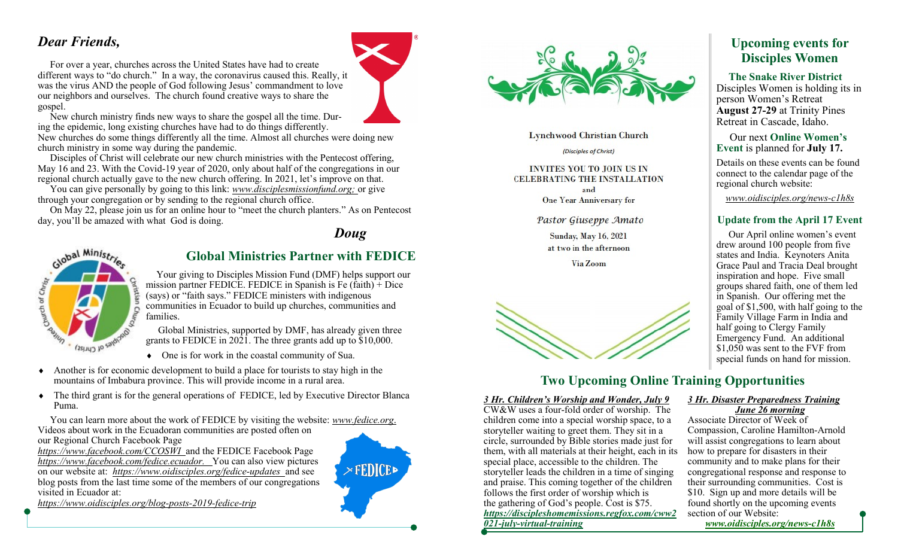## *Dear Friends,*

For over a year, churches across the United States have had to create different ways to "do church." In a way, the coronavirus caused this. Really, it was the virus AND the people of God following Jesus' commandment to love our neighbors and ourselves. The church found creative ways to share the gospel.

New church ministry finds new ways to share the gospel all the time. During the epidemic, long existing churches have had to do things differently. New churches do some things differently all the time. Almost all churches were doing new church ministry in some way during the pandemic.

Disciples of Christ will celebrate our new church ministries with the Pentecost offering, May 16 and 23. With the Covid-19 year of 2020, only about half of the congregations in our regional church actually gave to the new church offering. In 2021, let's improve on that.

You can give personally by going to this link: *www.disciplesmissionfund.org;* or give through your congregation or by sending to the regional church office.

On May 22, please join us for an online hour to "meet the church planters." As on Pentecost day, you'll be amazed with what God is doing.

***Doug***

## Global Ministries Partner with FEDICE

Your giving to Disciples Mission Fund (DMF) helps support our mission partner FEDICE. FEDICE in Spanish is Fe (faith) + Dice (says) or "faith says." FEDICE ministers with indigenous communities in Ecuador to build up churches, communities and families.

Global Ministries, supported by DMF, has already given three grants to FEDICE in 2021. The three grants add up to $10,000.

- One is for work in the coastal community of Sua.
- Another is for economic development to build a place for tourists to stay high in the mountains of Imbabura province. This will provide income in a rural area.
- The third grant is for the general operations of FEDICE, led by Executive Director Blanca Puma.

You can learn more about the work of FEDICE by visiting the website: *www.fedice.org*. Videos about work in the Ecuadoran communities are posted often on our Regional Church Facebook Page *https://www.facebook.com/CCOSWI* and the FEDICE Facebook Page *https://www.facebook.com/fedice.ecuador.* You can also view pictures on our website at: *https://www.oidisciples.org/fedice-updates* and see blog posts from the last time some of the members of our congregations visited in Ecuador at:
*https://www.oidisciples.org/blog-posts-2019-fedice-trip*

---

Lynchwood Christian Church

*(Disciples of Christ)*

INVITES YOU TO JOIN US IN CELEBRATING THE INSTALLATION and One Year Anniversary for

*Pastor Giuseppe Amato*

Sunday, May 16, 2021
at two in the afternoon

Via Zoom

---

## Upcoming events for Disciples Women

**The Snake River District** Disciples Women is holding its in person Women's Retreat **August 27-29** at Trinity Pines Retreat in Cascade, Idaho.

Our next **Online Women's Event** is planned for **July 17.**

Details on these events can be found connect to the calendar page of the regional church website:

*www.oidisciples.org/news-c1h8s*

### Update from the April 17 Event

Our April online women's event drew around 100 people from five states and India. Keynoters Anita Grace Paul and Tracia Deal brought inspiration and hope. Five small groups shared faith, one of them led in Spanish. Our offering met the goal of $1,500, with half going to the Family Village Farm in India and half going to Clergy Family Emergency Fund. An additional $1,050 was sent to the FVF from special funds on hand for mission.

## Two Upcoming Online Training Opportunities

***3 Hr. Children's Worship and Wonder, July 9***

CW&W uses a four-fold order of worship. The children come into a special worship space, to a storyteller waiting to greet them. They sit in a circle, surrounded by Bible stories made just for them, with all materials at their height, each in its special place, accessible to the children. The storyteller leads the children in a time of singing and praise. This coming together of the children follows the first order of worship which is the gathering of God's people. Cost is $75.
***https://discipleshomemissions.regfox.com/cww2021-july-virtual-training***

***3 Hr. Disaster Preparedness Training June 26 morning***

Associate Director of Week of Compassion, Caroline Hamilton-Arnold will assist congregations to learn about how to prepare for disasters in their community and to make plans for their congregational response and response to their surrounding communities. Cost is $10. Sign up and more details will be found shortly on the upcoming events section of our Website:
***www.oidisciples.org/news-c1h8s***